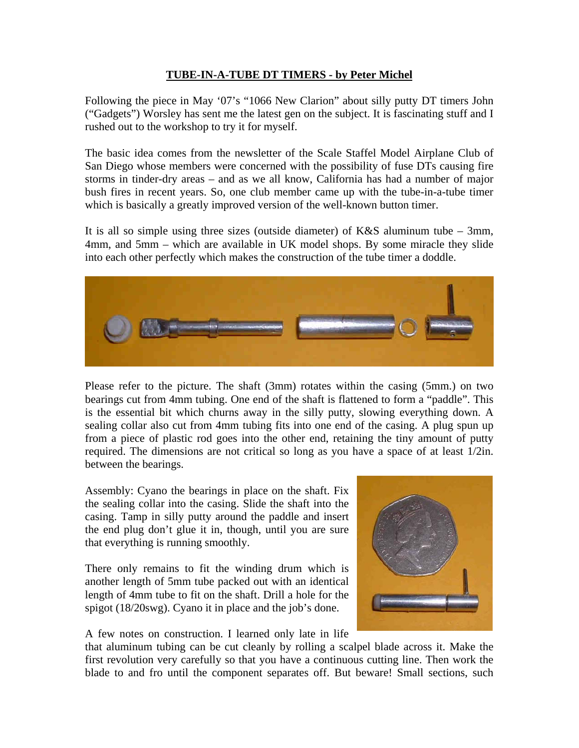# TUBE-IN-A-TUBE DT TIMERS - by Peter Michel

Following the piece in May '07's "1066 New Clarion" about silly putty DT timers John ("Gadgets") Worsley has sent me the latest gen on the subject. It is fascinating stuff and I rushed out to the workshop to try it for myself.

The basic idea comes from the newsletter of the Scale Staffel Model Airplane Club of San Diego whose members were concerned with the possibility of fuse DTs causing fire storms in tinder-dry areas – and as we all know, California has had a number of major bush fires in recent years. So, one club member came up with the tube-in-a-tube timer which is basically a greatly improved version of the well-known button timer.

It is all so simple using three sizes (outside diameter) of K&S aluminum tube – 3mm, 4mm, and 5mm – which are available in UK model shops. By some miracle they slide into each other perfectly which makes the construction of the tube timer a doddle.

Please refer to the picture. The shaft (3mm) rotates within the casing (5mm.) on two bearings cut from 4mm tubing. One end of the shaft is flattened to form a "paddle". This is the essential bit which churns away in the silly putty, slowing everything down. A sealing collar also cut from 4mm tubing fits into one end of the casing. A plug spun up from a piece of plastic rod goes into the other end, retaining the tiny amount of putty required. The dimensions are not critical so long as you have a space of at least 1/2in. between the bearings.

Assembly: Cyano the bearings in place on the shaft. Fix the sealing collar into the casing. Slide the shaft into the casing. Tamp in silly putty around the paddle and insert the end plug don't glue it in, though, until you are sure that everything is running smoothly.

There only remains to fit the winding drum which is another length of 5mm tube packed out with an identical length of 4mm tube to fit on the shaft. Drill a hole for the spigot (18/20swg). Cyano it in place and the job's done.

A few notes on construction. I learned only late in life that aluminum tubing can be cut cleanly by rolling a scalpel blade across it. Make the first revolution very carefully so that you have a continuous cutting line. Then work the blade to and fro until the component separates off. But beware! Small sections, such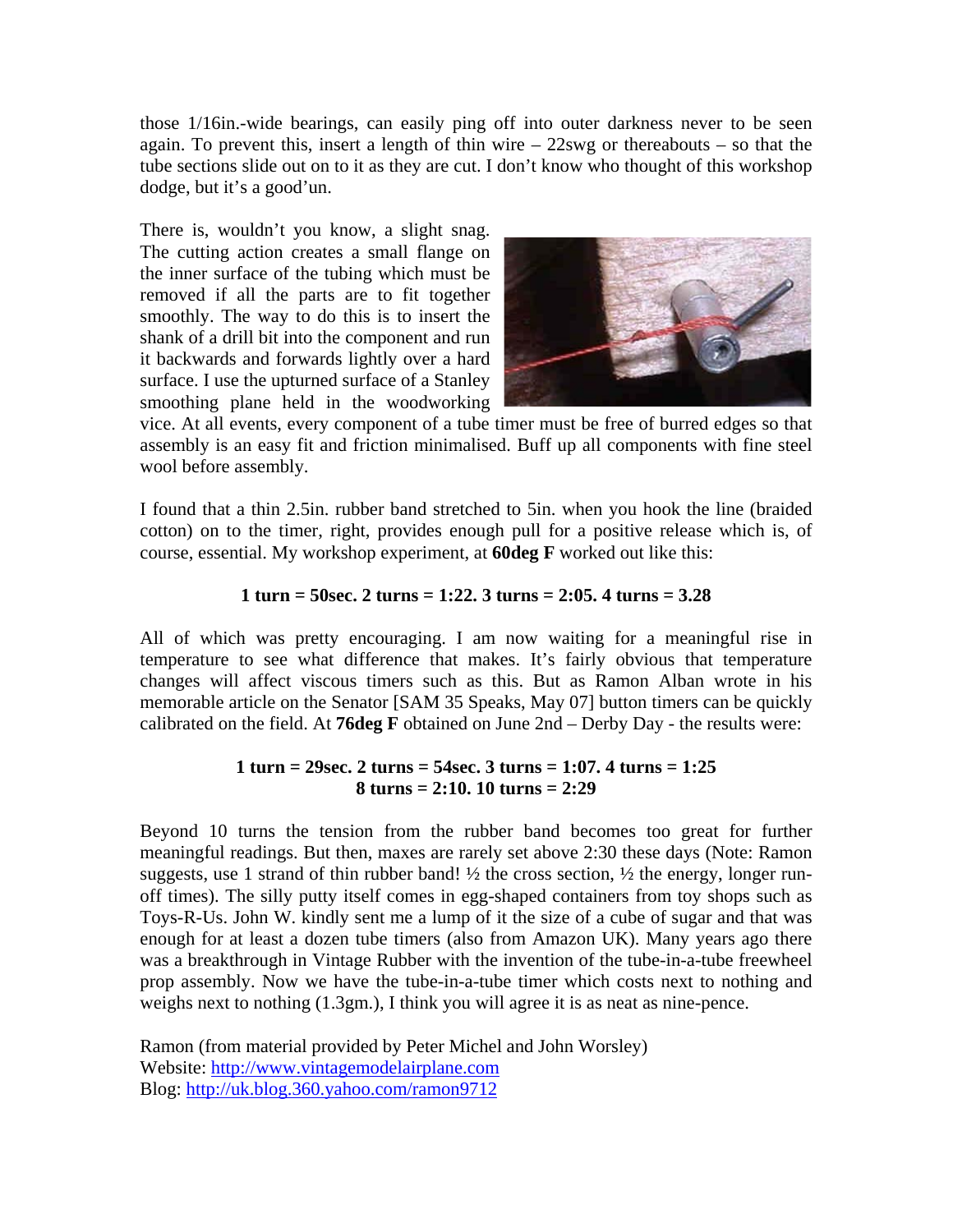those 1/16in.-wide bearings, can easily ping off into outer darkness never to be seen again. To prevent this, insert a length of thin wire – 22swg or thereabouts – so that the tube sections slide out on to it as they are cut. I don't know who thought of this workshop dodge, but it's a good'un.

There is, wouldn't you know, a slight snag. The cutting action creates a small flange on the inner surface of the tubing which must be removed if all the parts are to fit together smoothly. The way to do this is to insert the shank of a drill bit into the component and run it backwards and forwards lightly over a hard surface. I use the upturned surface of a Stanley smoothing plane held in the woodworking vice. At all events, every component of a tube timer must be free of burred edges so that assembly is an easy fit and friction minimalised. Buff up all components with fine steel wool before assembly.

I found that a thin 2.5in. rubber band stretched to 5in. when you hook the line (braided cotton) on to the timer, right, provides enough pull for a positive release which is, of course, essential. My workshop experiment, at **60deg F** worked out like this:

**1 turn = 50sec. 2 turns = 1:22. 3 turns = 2:05. 4 turns = 3.28**

All of which was pretty encouraging. I am now waiting for a meaningful rise in temperature to see what difference that makes. It's fairly obvious that temperature changes will affect viscous timers such as this. But as Ramon Alban wrote in his memorable article on the Senator [SAM 35 Speaks, May 07] button timers can be quickly calibrated on the field. At **76deg F** obtained on June 2nd – Derby Day - the results were:

**1 turn = 29sec. 2 turns = 54sec. 3 turns = 1:07. 4 turns = 1:25**
**8 turns = 2:10. 10 turns = 2:29**

Beyond 10 turns the tension from the rubber band becomes too great for further meaningful readings. But then, maxes are rarely set above 2:30 these days (Note: Ramon suggests, use 1 strand of thin rubber band! ½ the cross section, ½ the energy, longer run-off times). The silly putty itself comes in egg-shaped containers from toy shops such as Toys-R-Us. John W. kindly sent me a lump of it the size of a cube of sugar and that was enough for at least a dozen tube timers (also from Amazon UK). Many years ago there was a breakthrough in Vintage Rubber with the invention of the tube-in-a-tube freewheel prop assembly. Now we have the tube-in-a-tube timer which costs next to nothing and weighs next to nothing (1.3gm.), I think you will agree it is as neat as nine-pence.

Ramon (from material provided by Peter Michel and John Worsley)
Website: http://www.vintagemodelairplane.com
Blog: http://uk.blog.360.yahoo.com/ramon9712